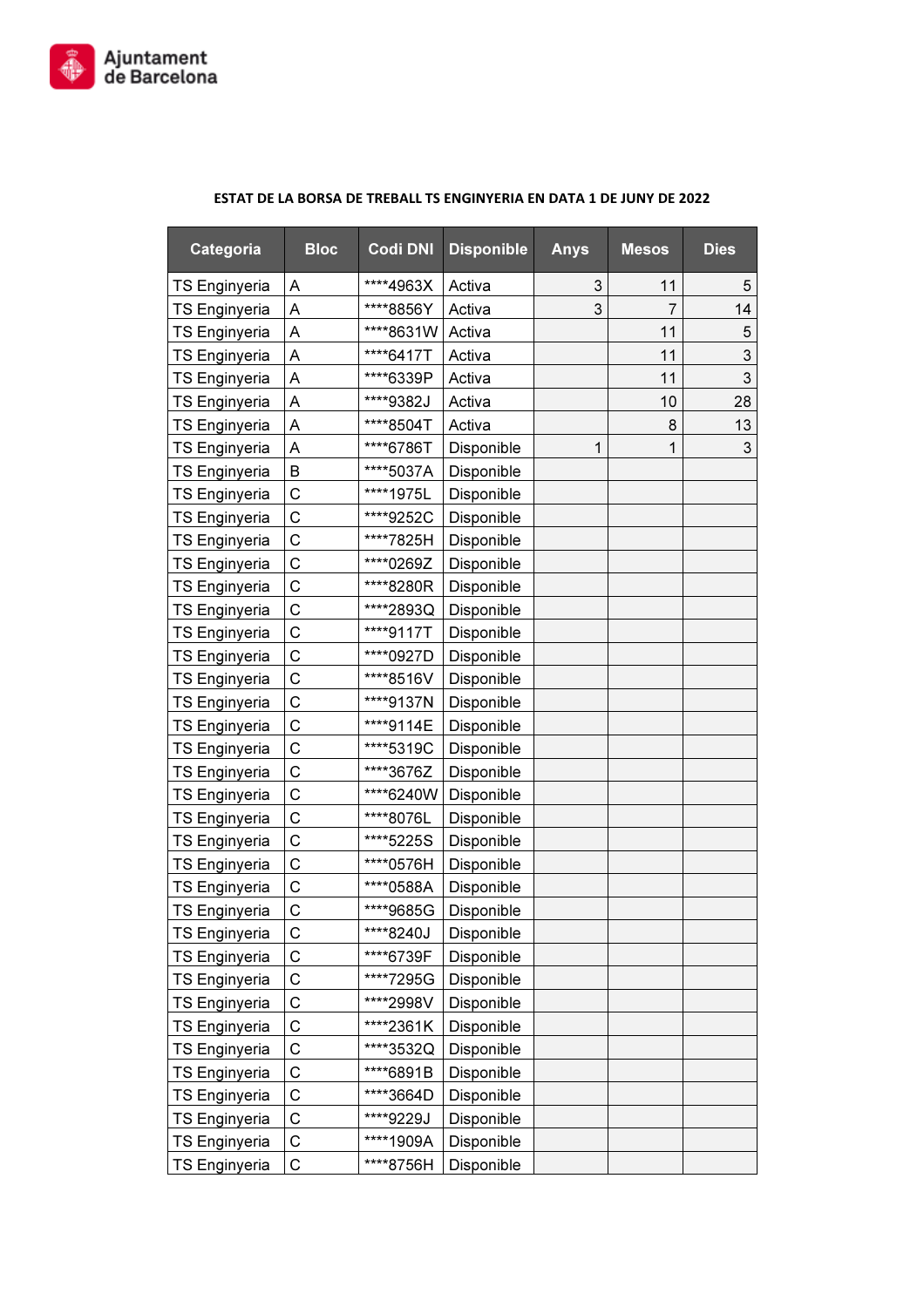Ajuntament de Barcelona

**ESTAT DE LA BORSA DE TREBALL TS ENGINYERIA EN DATA 1 DE JUNY DE 2022**

| Categoria | Bloc | Codi DNI | Disponible | Anys | Mesos | Dies |
|---|---|---|---|---|---|---|
| TS Enginyeria | A | ****4963X | Activa | 3 | 11 | 5 |
| TS Enginyeria | A | ****8856Y | Activa | 3 | 7 | 14 |
| TS Enginyeria | A | ****8631W | Activa | | 11 | 5 |
| TS Enginyeria | A | ****6417T | Activa | | 11 | 3 |
| TS Enginyeria | A | ****6339P | Activa | | 11 | 3 |
| TS Enginyeria | A | ****9382J | Activa | | 10 | 28 |
| TS Enginyeria | A | ****8504T | Activa | | 8 | 13 |
| TS Enginyeria | A | ****6786T | Disponible | 1 | 1 | 3 |
| TS Enginyeria | B | ****5037A | Disponible | | | |
| TS Enginyeria | C | ****1975L | Disponible | | | |
| TS Enginyeria | C | ****9252C | Disponible | | | |
| TS Enginyeria | C | ****7825H | Disponible | | | |
| TS Enginyeria | C | ****0269Z | Disponible | | | |
| TS Enginyeria | C | ****8280R | Disponible | | | |
| TS Enginyeria | C | ****2893Q | Disponible | | | |
| TS Enginyeria | C | ****9117T | Disponible | | | |
| TS Enginyeria | C | ****0927D | Disponible | | | |
| TS Enginyeria | C | ****8516V | Disponible | | | |
| TS Enginyeria | C | ****9137N | Disponible | | | |
| TS Enginyeria | C | ****9114E | Disponible | | | |
| TS Enginyeria | C | ****5319C | Disponible | | | |
| TS Enginyeria | C | ****3676Z | Disponible | | | |
| TS Enginyeria | C | ****6240W | Disponible | | | |
| TS Enginyeria | C | ****8076L | Disponible | | | |
| TS Enginyeria | C | ****5225S | Disponible | | | |
| TS Enginyeria | C | ****0576H | Disponible | | | |
| TS Enginyeria | C | ****0588A | Disponible | | | |
| TS Enginyeria | C | ****9685G | Disponible | | | |
| TS Enginyeria | C | ****8240J | Disponible | | | |
| TS Enginyeria | C | ****6739F | Disponible | | | |
| TS Enginyeria | C | ****7295G | Disponible | | | |
| TS Enginyeria | C | ****2998V | Disponible | | | |
| TS Enginyeria | C | ****2361K | Disponible | | | |
| TS Enginyeria | C | ****3532Q | Disponible | | | |
| TS Enginyeria | C | ****6891B | Disponible | | | |
| TS Enginyeria | C | ****3664D | Disponible | | | |
| TS Enginyeria | C | ****9229J | Disponible | | | |
| TS Enginyeria | C | ****1909A | Disponible | | | |
| TS Enginyeria | C | ****8756H | Disponible | | | |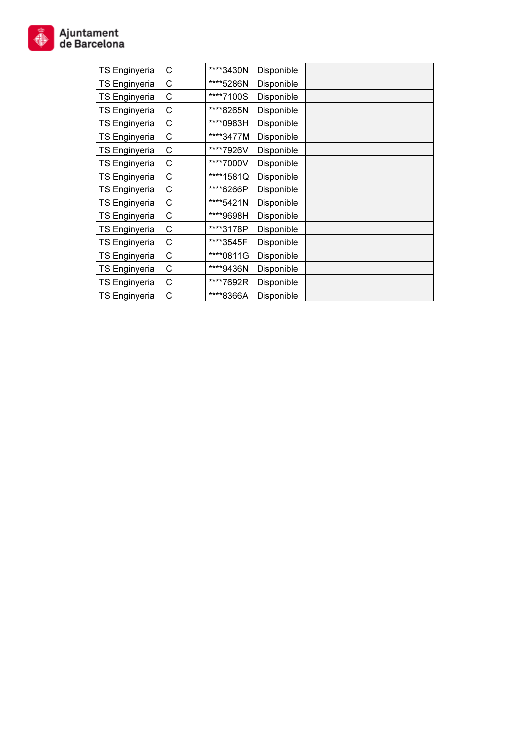| | | | | | | |
|---|---|---|---|---|---|---|
| TS Enginyeria | C | ****3430N | Disponible | | | |
| TS Enginyeria | C | ****5286N | Disponible | | | |
| TS Enginyeria | C | ****7100S | Disponible | | | |
| TS Enginyeria | C | ****8265N | Disponible | | | |
| TS Enginyeria | C | ****0983H | Disponible | | | |
| TS Enginyeria | C | ****3477M | Disponible | | | |
| TS Enginyeria | C | ****7926V | Disponible | | | |
| TS Enginyeria | C | ****7000V | Disponible | | | |
| TS Enginyeria | C | ****1581Q | Disponible | | | |
| TS Enginyeria | C | ****6266P | Disponible | | | |
| TS Enginyeria | C | ****5421N | Disponible | | | |
| TS Enginyeria | C | ****9698H | Disponible | | | |
| TS Enginyeria | C | ****3178P | Disponible | | | |
| TS Enginyeria | C | ****3545F | Disponible | | | |
| TS Enginyeria | C | ****0811G | Disponible | | | |
| TS Enginyeria | C | ****9436N | Disponible | | | |
| TS Enginyeria | C | ****7692R | Disponible | | | |
| TS Enginyeria | C | ****8366A | Disponible | | | |